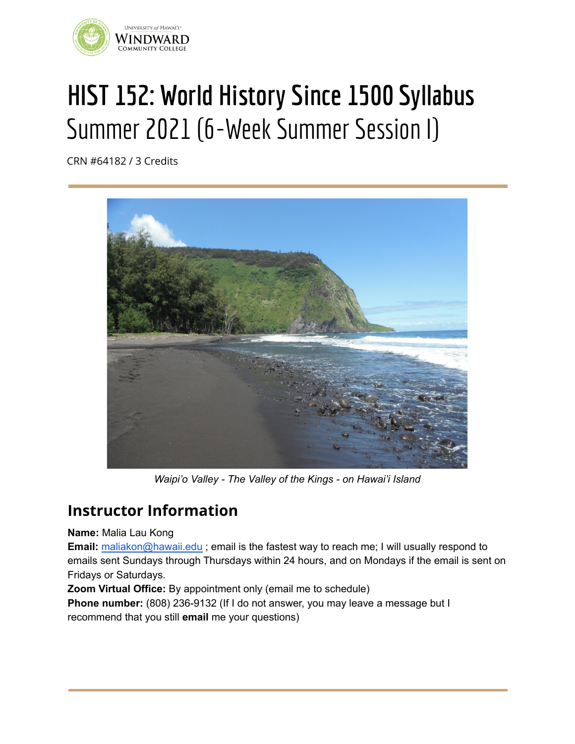# HIST 152: World History Since 1500 Syllabus

Summer 2021 (6-Week Summer Session I)

CRN #64182 / 3 Credits

*Waipi'o Valley - The Valley of the Kings - on Hawai'i Island*

## Instructor Information

**Name:** Malia Lau Kong

**Email:** maliakon@hawaii.edu ; email is the fastest way to reach me; I will usually respond to emails sent Sundays through Thursdays within 24 hours, and on Mondays if the email is sent on Fridays or Saturdays.

**Zoom Virtual Office:** By appointment only (email me to schedule)

**Phone number:** (808) 236-9132 (If I do not answer, you may leave a message but I recommend that you still **email** me your questions)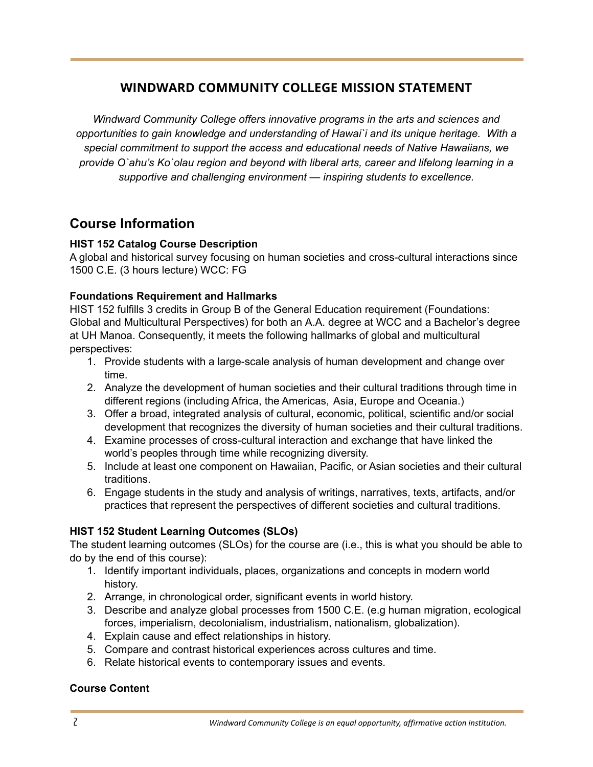## WINDWARD COMMUNITY COLLEGE MISSION STATEMENT

*Windward Community College offers innovative programs in the arts and sciences and opportunities to gain knowledge and understanding of Hawai`i and its unique heritage. With a special commitment to support the access and educational needs of Native Hawaiians, we provide O`ahu's Ko`olau region and beyond with liberal arts, career and lifelong learning in a supportive and challenging environment — inspiring students to excellence.*

# Course Information

**HIST 152 Catalog Course Description**

A global and historical survey focusing on human societies and cross-cultural interactions since 1500 C.E. (3 hours lecture) WCC: FG

**Foundations Requirement and Hallmarks**

HIST 152 fulfills 3 credits in Group B of the General Education requirement (Foundations: Global and Multicultural Perspectives) for both an A.A. degree at WCC and a Bachelor's degree at UH Manoa. Consequently, it meets the following hallmarks of global and multicultural perspectives:

1. Provide students with a large-scale analysis of human development and change over time.
2. Analyze the development of human societies and their cultural traditions through time in different regions (including Africa, the Americas, Asia, Europe and Oceania.)
3. Offer a broad, integrated analysis of cultural, economic, political, scientific and/or social development that recognizes the diversity of human societies and their cultural traditions.
4. Examine processes of cross-cultural interaction and exchange that have linked the world's peoples through time while recognizing diversity.
5. Include at least one component on Hawaiian, Pacific, or Asian societies and their cultural traditions.
6. Engage students in the study and analysis of writings, narratives, texts, artifacts, and/or practices that represent the perspectives of different societies and cultural traditions.

**HIST 152 Student Learning Outcomes (SLOs)**

The student learning outcomes (SLOs) for the course are (i.e., this is what you should be able to do by the end of this course):

1. Identify important individuals, places, organizations and concepts in modern world history.
2. Arrange, in chronological order, significant events in world history.
3. Describe and analyze global processes from 1500 C.E. (e.g human migration, ecological forces, imperialism, decolonialism, industrialism, nationalism, globalization).
4. Explain cause and effect relationships in history.
5. Compare and contrast historical experiences across cultures and time.
6. Relate historical events to contemporary issues and events.

**Course Content**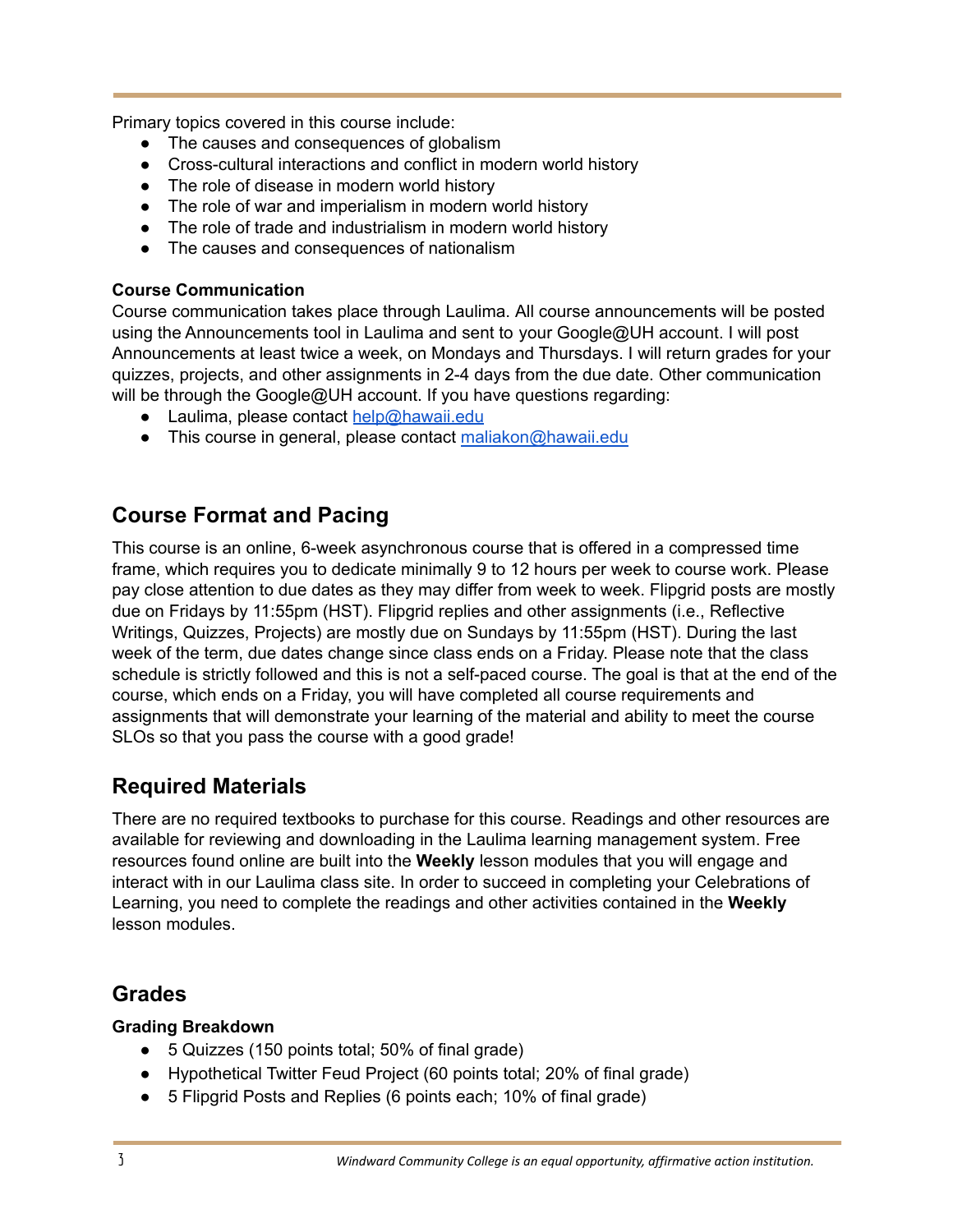Primary topics covered in this course include:

- The causes and consequences of globalism
- Cross-cultural interactions and conflict in modern world history
- The role of disease in modern world history
- The role of war and imperialism in modern world history
- The role of trade and industrialism in modern world history
- The causes and consequences of nationalism

**Course Communication**

Course communication takes place through Laulima. All course announcements will be posted using the Announcements tool in Laulima and sent to your Google@UH account. I will post Announcements at least twice a week, on Mondays and Thursdays. I will return grades for your quizzes, projects, and other assignments in 2-4 days from the due date. Other communication will be through the Google@UH account. If you have questions regarding:

- Laulima, please contact help@hawaii.edu
- This course in general, please contact maliakon@hawaii.edu

## Course Format and Pacing

This course is an online, 6-week asynchronous course that is offered in a compressed time frame, which requires you to dedicate minimally 9 to 12 hours per week to course work. Please pay close attention to due dates as they may differ from week to week. Flipgrid posts are mostly due on Fridays by 11:55pm (HST). Flipgrid replies and other assignments (i.e., Reflective Writings, Quizzes, Projects) are mostly due on Sundays by 11:55pm (HST). During the last week of the term, due dates change since class ends on a Friday. Please note that the class schedule is strictly followed and this is not a self-paced course. The goal is that at the end of the course, which ends on a Friday, you will have completed all course requirements and assignments that will demonstrate your learning of the material and ability to meet the course SLOs so that you pass the course with a good grade!

## Required Materials

There are no required textbooks to purchase for this course. Readings and other resources are available for reviewing and downloading in the Laulima learning management system. Free resources found online are built into the **Weekly** lesson modules that you will engage and interact with in our Laulima class site. In order to succeed in completing your Celebrations of Learning, you need to complete the readings and other activities contained in the **Weekly** lesson modules.

## Grades

**Grading Breakdown**

- 5 Quizzes (150 points total; 50% of final grade)
- Hypothetical Twitter Feud Project (60 points total; 20% of final grade)
- 5 Flipgrid Posts and Replies (6 points each; 10% of final grade)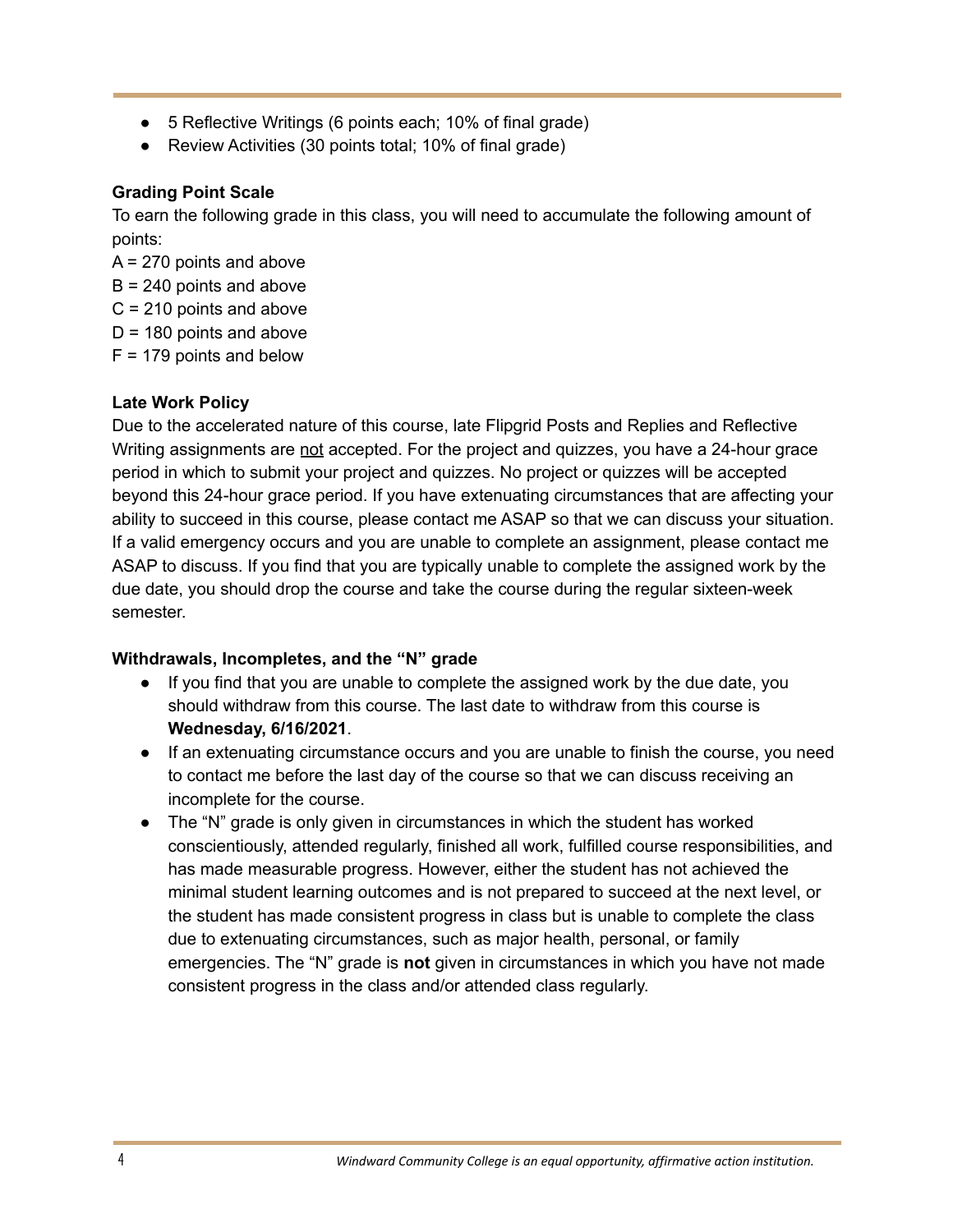- 5 Reflective Writings (6 points each; 10% of final grade)
- Review Activities (30 points total; 10% of final grade)

**Grading Point Scale**

To earn the following grade in this class, you will need to accumulate the following amount of points:

A = 270 points and above
B = 240 points and above
C = 210 points and above
D = 180 points and above
F = 179 points and below

**Late Work Policy**

Due to the accelerated nature of this course, late Flipgrid Posts and Replies and Reflective Writing assignments are <u>not</u> accepted. For the project and quizzes, you have a 24-hour grace period in which to submit your project and quizzes. No project or quizzes will be accepted beyond this 24-hour grace period. If you have extenuating circumstances that are affecting your ability to succeed in this course, please contact me ASAP so that we can discuss your situation. If a valid emergency occurs and you are unable to complete an assignment, please contact me ASAP to discuss. If you find that you are typically unable to complete the assigned work by the due date, you should drop the course and take the course during the regular sixteen-week semester.

**Withdrawals, Incompletes, and the "N" grade**

- If you find that you are unable to complete the assigned work by the due date, you should withdraw from this course. The last date to withdraw from this course is **Wednesday, 6/16/2021**.
- If an extenuating circumstance occurs and you are unable to finish the course, you need to contact me before the last day of the course so that we can discuss receiving an incomplete for the course.
- The "N" grade is only given in circumstances in which the student has worked conscientiously, attended regularly, finished all work, fulfilled course responsibilities, and has made measurable progress. However, either the student has not achieved the minimal student learning outcomes and is not prepared to succeed at the next level, or the student has made consistent progress in class but is unable to complete the class due to extenuating circumstances, such as major health, personal, or family emergencies. The "N" grade is **not** given in circumstances in which you have not made consistent progress in the class and/or attended class regularly.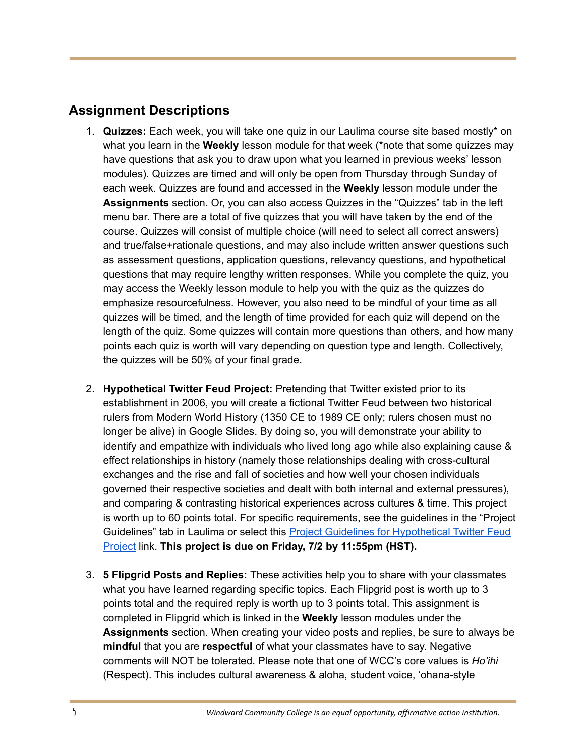## Assignment Descriptions

1. **Quizzes:** Each week, you will take one quiz in our Laulima course site based mostly* on what you learn in the **Weekly** lesson module for that week (*note that some quizzes may have questions that ask you to draw upon what you learned in previous weeks' lesson modules). Quizzes are timed and will only be open from Thursday through Sunday of each week. Quizzes are found and accessed in the **Weekly** lesson module under the **Assignments** section. Or, you can also access Quizzes in the "Quizzes" tab in the left menu bar. There are a total of five quizzes that you will have taken by the end of the course. Quizzes will consist of multiple choice (will need to select all correct answers) and true/false+rationale questions, and may also include written answer questions such as assessment questions, application questions, relevancy questions, and hypothetical questions that may require lengthy written responses. While you complete the quiz, you may access the Weekly lesson module to help you with the quiz as the quizzes do emphasize resourcefulness. However, you also need to be mindful of your time as all quizzes will be timed, and the length of time provided for each quiz will depend on the length of the quiz. Some quizzes will contain more questions than others, and how many points each quiz is worth will vary depending on question type and length. Collectively, the quizzes will be 50% of your final grade.

2. **Hypothetical Twitter Feud Project:** Pretending that Twitter existed prior to its establishment in 2006, you will create a fictional Twitter Feud between two historical rulers from Modern World History (1350 CE to 1989 CE only; rulers chosen must no longer be alive) in Google Slides. By doing so, you will demonstrate your ability to identify and empathize with individuals who lived long ago while also explaining cause & effect relationships in history (namely those relationships dealing with cross-cultural exchanges and the rise and fall of societies and how well your chosen individuals governed their respective societies and dealt with both internal and external pressures), and comparing & contrasting historical experiences across cultures & time. This project is worth up to 60 points total. For specific requirements, see the guidelines in the "Project Guidelines" tab in Laulima or select this Project Guidelines for Hypothetical Twitter Feud Project link. **This project is due on Friday, 7/2 by 11:55pm (HST).**

3. **5 Flipgrid Posts and Replies:** These activities help you to share with your classmates what you have learned regarding specific topics. Each Flipgrid post is worth up to 3 points total and the required reply is worth up to 3 points total. This assignment is completed in Flipgrid which is linked in the **Weekly** lesson modules under the **Assignments** section. When creating your video posts and replies, be sure to always be **mindful** that you are **respectful** of what your classmates have to say. Negative comments will NOT be tolerated. Please note that one of WCC's core values is *Ho'ihi* (Respect). This includes cultural awareness & aloha, student voice, 'ohana-style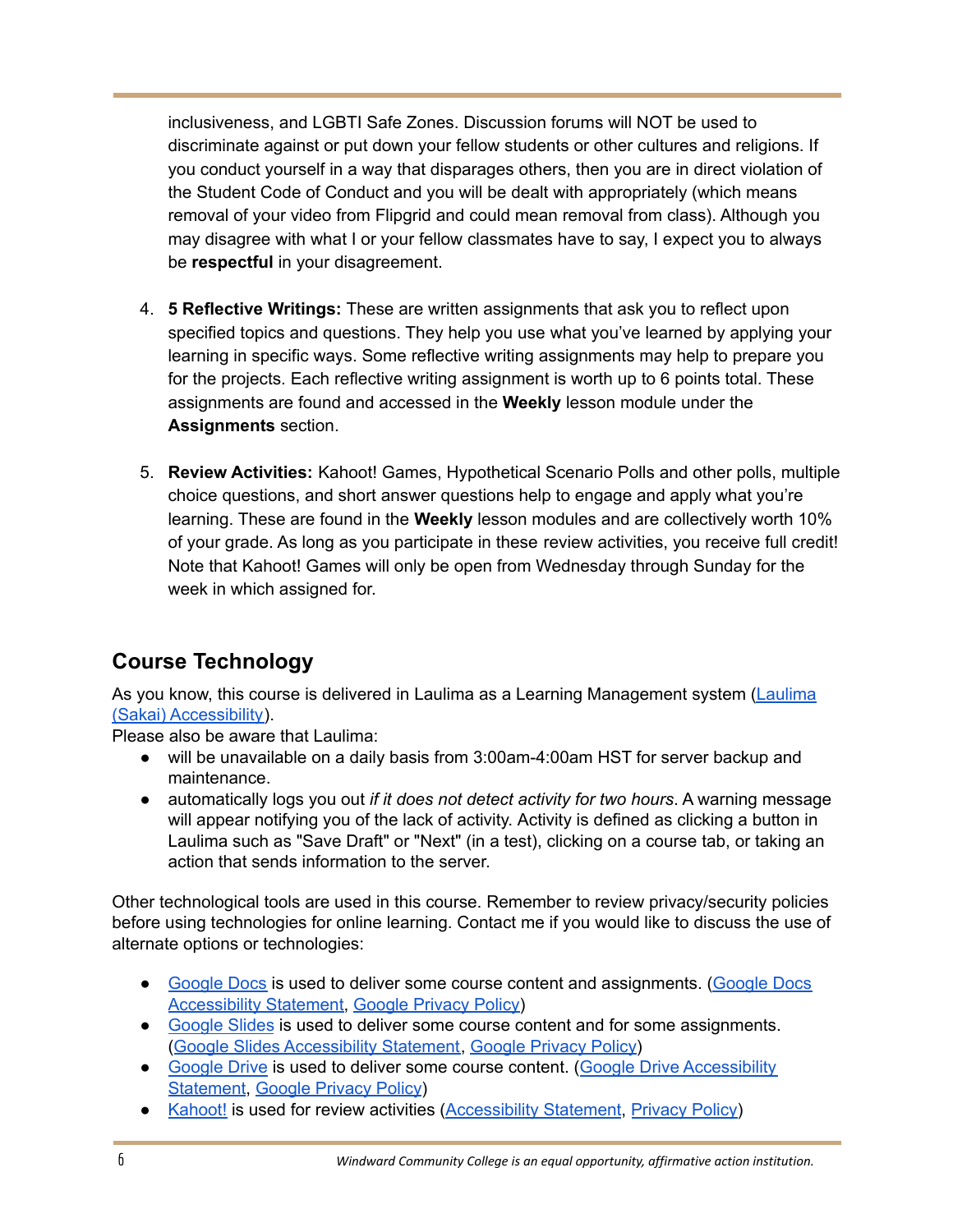inclusiveness, and LGBTI Safe Zones. Discussion forums will NOT be used to discriminate against or put down your fellow students or other cultures and religions. If you conduct yourself in a way that disparages others, then you are in direct violation of the Student Code of Conduct and you will be dealt with appropriately (which means removal of your video from Flipgrid and could mean removal from class). Although you may disagree with what I or your fellow classmates have to say, I expect you to always be **respectful** in your disagreement.

4. **5 Reflective Writings:** These are written assignments that ask you to reflect upon specified topics and questions. They help you use what you've learned by applying your learning in specific ways. Some reflective writing assignments may help to prepare you for the projects. Each reflective writing assignment is worth up to 6 points total. These assignments are found and accessed in the **Weekly** lesson module under the **Assignments** section.

5. **Review Activities:** Kahoot! Games, Hypothetical Scenario Polls and other polls, multiple choice questions, and short answer questions help to engage and apply what you're learning. These are found in the **Weekly** lesson modules and are collectively worth 10% of your grade. As long as you participate in these review activities, you receive full credit! Note that Kahoot! Games will only be open from Wednesday through Sunday for the week in which assigned for.

## Course Technology

As you know, this course is delivered in Laulima as a Learning Management system (Laulima (Sakai) Accessibility).
Please also be aware that Laulima:

- will be unavailable on a daily basis from 3:00am-4:00am HST for server backup and maintenance.
- automatically logs you out *if it does not detect activity for two hours*. A warning message will appear notifying you of the lack of activity. Activity is defined as clicking a button in Laulima such as "Save Draft" or "Next" (in a test), clicking on a course tab, or taking an action that sends information to the server.

Other technological tools are used in this course. Remember to review privacy/security policies before using technologies for online learning. Contact me if you would like to discuss the use of alternate options or technologies:

- Google Docs is used to deliver some course content and assignments. (Google Docs Accessibility Statement, Google Privacy Policy)
- Google Slides is used to deliver some course content and for some assignments. (Google Slides Accessibility Statement, Google Privacy Policy)
- Google Drive is used to deliver some course content. (Google Drive Accessibility Statement, Google Privacy Policy)
- Kahoot! is used for review activities (Accessibility Statement, Privacy Policy)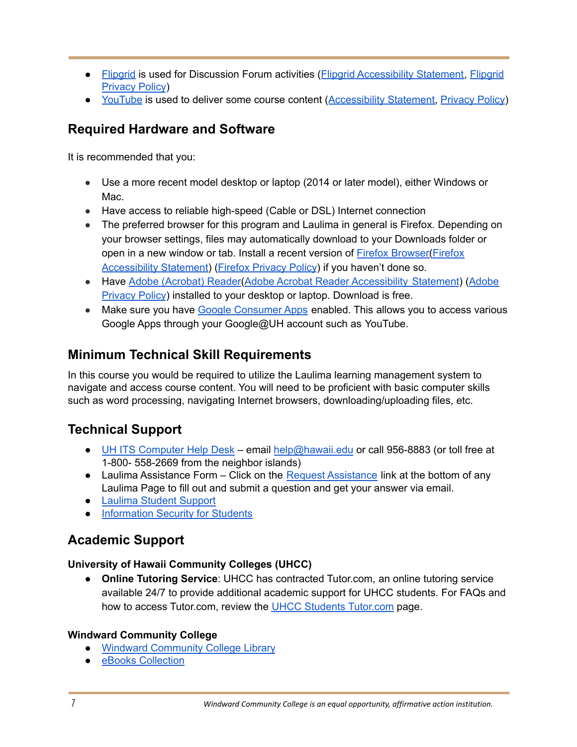- Flipgrid is used for Discussion Forum activities (Flipgrid Accessibility Statement, Flipgrid Privacy Policy)
- YouTube is used to deliver some course content (Accessibility Statement, Privacy Policy)

## Required Hardware and Software

It is recommended that you:

- Use a more recent model desktop or laptop (2014 or later model), either Windows or Mac.
- Have access to reliable high-speed (Cable or DSL) Internet connection
- The preferred browser for this program and Laulima in general is Firefox. Depending on your browser settings, files may automatically download to your Downloads folder or open in a new window or tab. Install a recent version of Firefox Browser(Firefox Accessibility Statement) (Firefox Privacy Policy) if you haven't done so.
- Have Adobe (Acrobat) Reader(Adobe Acrobat Reader Accessibility Statement) (Adobe Privacy Policy) installed to your desktop or laptop. Download is free.
- Make sure you have Google Consumer Apps enabled. This allows you to access various Google Apps through your Google@UH account such as YouTube.

## Minimum Technical Skill Requirements

In this course you would be required to utilize the Laulima learning management system to navigate and access course content. You will need to be proficient with basic computer skills such as word processing, navigating Internet browsers, downloading/uploading files, etc.

## Technical Support

- UH ITS Computer Help Desk – email help@hawaii.edu or call 956-8883 (or toll free at 1-800- 558-2669 from the neighbor islands)
- Laulima Assistance Form – Click on the Request Assistance link at the bottom of any Laulima Page to fill out and submit a question and get your answer via email.
- Laulima Student Support
- Information Security for Students

## Academic Support

### University of Hawaii Community Colleges (UHCC)

- **Online Tutoring Service**: UHCC has contracted Tutor.com, an online tutoring service available 24/7 to provide additional academic support for UHCC students. For FAQs and how to access Tutor.com, review the UHCC Students Tutor.com page.

### Windward Community College

- Windward Community College Library
- eBooks Collection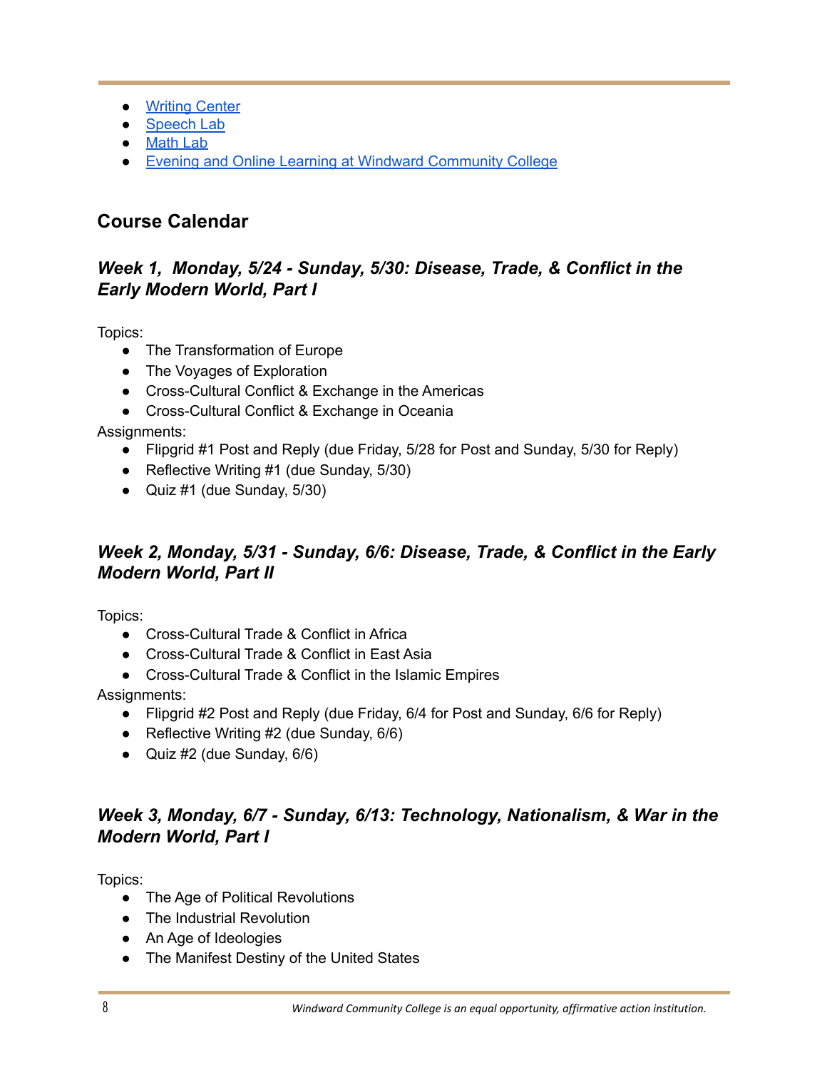- [Writing Center]()
- [Speech Lab]()
- [Math Lab]()
- [Evening and Online Learning at Windward Community College]()

## Course Calendar

### *Week 1, Monday, 5/24 - Sunday, 5/30: Disease, Trade, & Conflict in the Early Modern World, Part I*

Topics:

- The Transformation of Europe
- The Voyages of Exploration
- Cross-Cultural Conflict & Exchange in the Americas
- Cross-Cultural Conflict & Exchange in Oceania

Assignments:

- Flipgrid #1 Post and Reply (due Friday, 5/28 for Post and Sunday, 5/30 for Reply)
- Reflective Writing #1 (due Sunday, 5/30)
- Quiz #1 (due Sunday, 5/30)

### *Week 2, Monday, 5/31 - Sunday, 6/6: Disease, Trade, & Conflict in the Early Modern World, Part II*

Topics:

- Cross-Cultural Trade & Conflict in Africa
- Cross-Cultural Trade & Conflict in East Asia
- Cross-Cultural Trade & Conflict in the Islamic Empires

Assignments:

- Flipgrid #2 Post and Reply (due Friday, 6/4 for Post and Sunday, 6/6 for Reply)
- Reflective Writing #2 (due Sunday, 6/6)
- Quiz #2 (due Sunday, 6/6)

### *Week 3, Monday, 6/7 - Sunday, 6/13: Technology, Nationalism, & War in the Modern World, Part I*

Topics:

- The Age of Political Revolutions
- The Industrial Revolution
- An Age of Ideologies
- The Manifest Destiny of the United States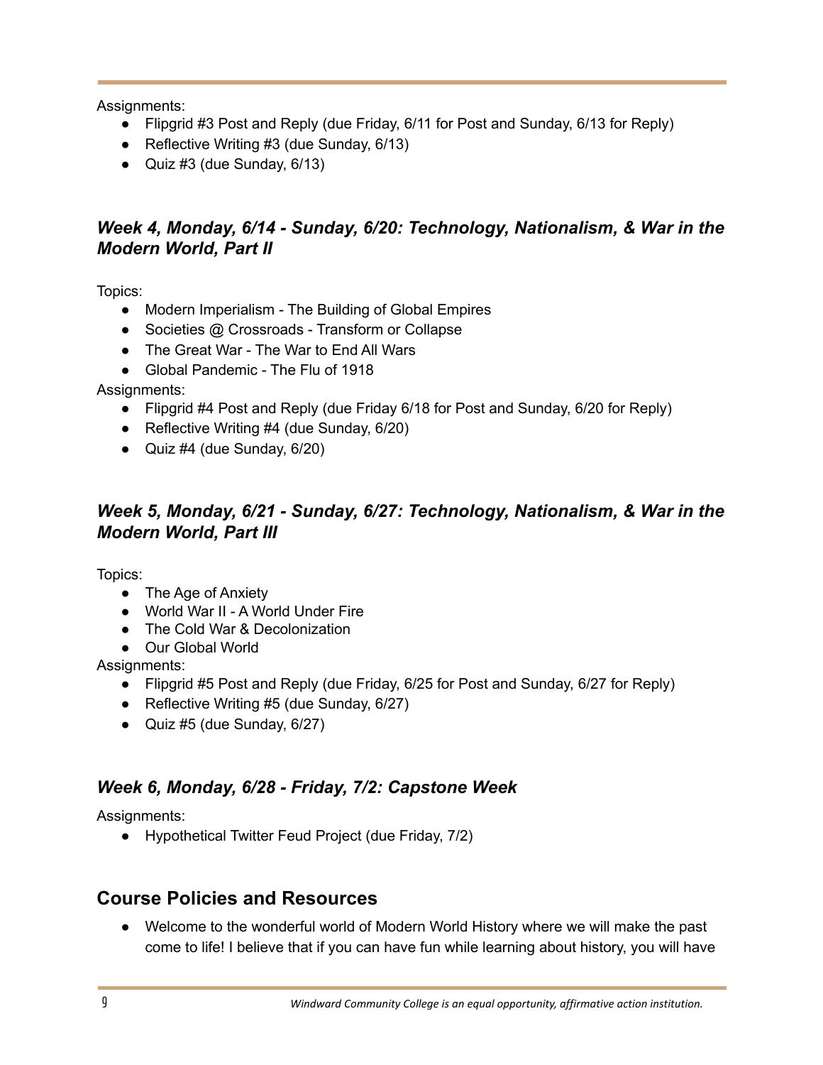Assignments:

- Flipgrid #3 Post and Reply (due Friday, 6/11 for Post and Sunday, 6/13 for Reply)
- Reflective Writing #3 (due Sunday, 6/13)
- Quiz #3 (due Sunday, 6/13)

### *Week 4, Monday, 6/14 - Sunday, 6/20: Technology, Nationalism, & War in the Modern World, Part II*

Topics:

- Modern Imperialism - The Building of Global Empires
- Societies @ Crossroads - Transform or Collapse
- The Great War - The War to End All Wars
- Global Pandemic - The Flu of 1918

Assignments:

- Flipgrid #4 Post and Reply (due Friday 6/18 for Post and Sunday, 6/20 for Reply)
- Reflective Writing #4 (due Sunday, 6/20)
- Quiz #4 (due Sunday, 6/20)

### *Week 5, Monday, 6/21 - Sunday, 6/27: Technology, Nationalism, & War in the Modern World, Part III*

Topics:

- The Age of Anxiety
- World War II - A World Under Fire
- The Cold War & Decolonization
- Our Global World

Assignments:

- Flipgrid #5 Post and Reply (due Friday, 6/25 for Post and Sunday, 6/27 for Reply)
- Reflective Writing #5 (due Sunday, 6/27)
- Quiz #5 (due Sunday, 6/27)

### *Week 6, Monday, 6/28 - Friday, 7/2: Capstone Week*

Assignments:

- Hypothetical Twitter Feud Project (due Friday, 7/2)

## Course Policies and Resources

- Welcome to the wonderful world of Modern World History where we will make the past come to life! I believe that if you can have fun while learning about history, you will have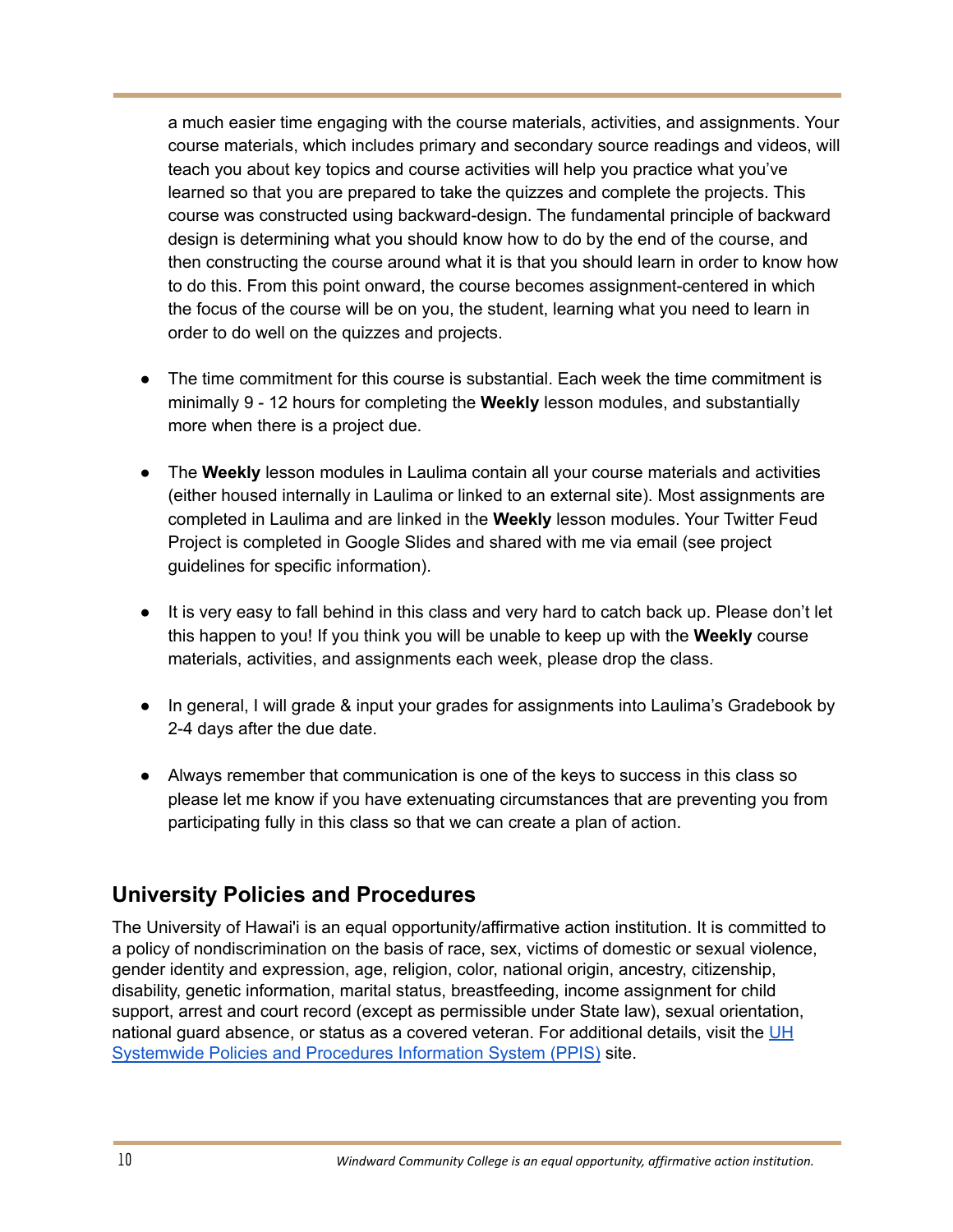a much easier time engaging with the course materials, activities, and assignments. Your course materials, which includes primary and secondary source readings and videos, will teach you about key topics and course activities will help you practice what you've learned so that you are prepared to take the quizzes and complete the projects. This course was constructed using backward-design. The fundamental principle of backward design is determining what you should know how to do by the end of the course, and then constructing the course around what it is that you should learn in order to know how to do this. From this point onward, the course becomes assignment-centered in which the focus of the course will be on you, the student, learning what you need to learn in order to do well on the quizzes and projects.

- The time commitment for this course is substantial. Each week the time commitment is minimally 9 - 12 hours for completing the **Weekly** lesson modules, and substantially more when there is a project due.

- The **Weekly** lesson modules in Laulima contain all your course materials and activities (either housed internally in Laulima or linked to an external site). Most assignments are completed in Laulima and are linked in the **Weekly** lesson modules. Your Twitter Feud Project is completed in Google Slides and shared with me via email (see project guidelines for specific information).

- It is very easy to fall behind in this class and very hard to catch back up. Please don't let this happen to you! If you think you will be unable to keep up with the **Weekly** course materials, activities, and assignments each week, please drop the class.

- In general, I will grade & input your grades for assignments into Laulima's Gradebook by 2-4 days after the due date.

- Always remember that communication is one of the keys to success in this class so please let me know if you have extenuating circumstances that are preventing you from participating fully in this class so that we can create a plan of action.

## University Policies and Procedures

The University of Hawai'i is an equal opportunity/affirmative action institution. It is committed to a policy of nondiscrimination on the basis of race, sex, victims of domestic or sexual violence, gender identity and expression, age, religion, color, national origin, ancestry, citizenship, disability, genetic information, marital status, breastfeeding, income assignment for child support, arrest and court record (except as permissible under State law), sexual orientation, national guard absence, or status as a covered veteran. For additional details, visit the [UH Systemwide Policies and Procedures Information System (PPIS)]() site.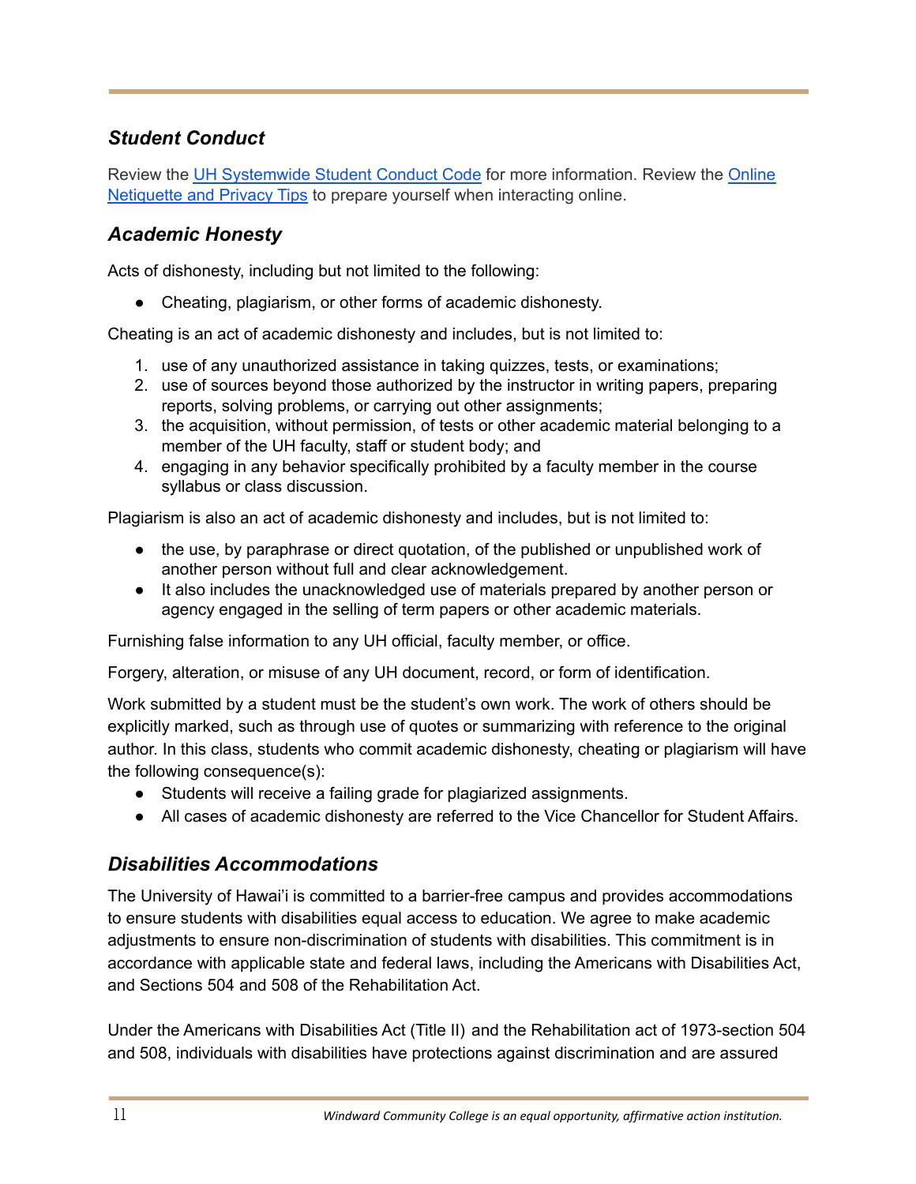### *Student Conduct*

Review the [UH Systemwide Student Conduct Code] for more information. Review the [Online Netiquette and Privacy Tips] to prepare yourself when interacting online.

### *Academic Honesty*

Acts of dishonesty, including but not limited to the following:

- Cheating, plagiarism, or other forms of academic dishonesty.

Cheating is an act of academic dishonesty and includes, but is not limited to:

1. use of any unauthorized assistance in taking quizzes, tests, or examinations;
2. use of sources beyond those authorized by the instructor in writing papers, preparing reports, solving problems, or carrying out other assignments;
3. the acquisition, without permission, of tests or other academic material belonging to a member of the UH faculty, staff or student body; and
4. engaging in any behavior specifically prohibited by a faculty member in the course syllabus or class discussion.

Plagiarism is also an act of academic dishonesty and includes, but is not limited to:

- the use, by paraphrase or direct quotation, of the published or unpublished work of another person without full and clear acknowledgement.
- It also includes the unacknowledged use of materials prepared by another person or agency engaged in the selling of term papers or other academic materials.

Furnishing false information to any UH official, faculty member, or office.

Forgery, alteration, or misuse of any UH document, record, or form of identification.

Work submitted by a student must be the student's own work. The work of others should be explicitly marked, such as through use of quotes or summarizing with reference to the original author. In this class, students who commit academic dishonesty, cheating or plagiarism will have the following consequence(s):

- Students will receive a failing grade for plagiarized assignments.
- All cases of academic dishonesty are referred to the Vice Chancellor for Student Affairs.

### *Disabilities Accommodations*

The University of Hawai'i is committed to a barrier-free campus and provides accommodations to ensure students with disabilities equal access to education. We agree to make academic adjustments to ensure non-discrimination of students with disabilities. This commitment is in accordance with applicable state and federal laws, including the Americans with Disabilities Act, and Sections 504 and 508 of the Rehabilitation Act.

Under the Americans with Disabilities Act (Title II) and the Rehabilitation act of 1973-section 504 and 508, individuals with disabilities have protections against discrimination and are assured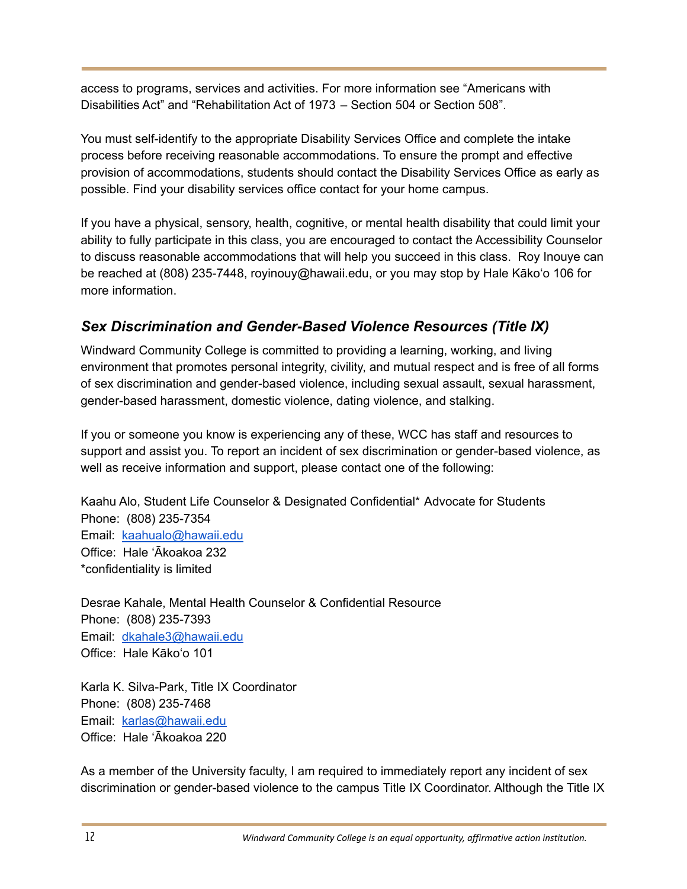access to programs, services and activities. For more information see "Americans with Disabilities Act" and "Rehabilitation Act of 1973 – Section 504 or Section 508".

You must self-identify to the appropriate Disability Services Office and complete the intake process before receiving reasonable accommodations. To ensure the prompt and effective provision of accommodations, students should contact the Disability Services Office as early as possible. Find your disability services office contact for your home campus.

If you have a physical, sensory, health, cognitive, or mental health disability that could limit your ability to fully participate in this class, you are encouraged to contact the Accessibility Counselor to discuss reasonable accommodations that will help you succeed in this class. Roy Inouye can be reached at (808) 235-7448, royinouy@hawaii.edu, or you may stop by Hale Kākoʻo 106 for more information.

### *Sex Discrimination and Gender-Based Violence Resources (Title IX)*

Windward Community College is committed to providing a learning, working, and living environment that promotes personal integrity, civility, and mutual respect and is free of all forms of sex discrimination and gender-based violence, including sexual assault, sexual harassment, gender-based harassment, domestic violence, dating violence, and stalking.

If you or someone you know is experiencing any of these, WCC has staff and resources to support and assist you. To report an incident of sex discrimination or gender-based violence, as well as receive information and support, please contact one of the following:

Kaahu Alo, Student Life Counselor & Designated Confidential* Advocate for Students
Phone: (808) 235-7354
Email: kaahualo@hawaii.edu
Office: Hale ʻĀkoakoa 232
*confidentiality is limited

Desrae Kahale, Mental Health Counselor & Confidential Resource
Phone: (808) 235-7393
Email: dkahale3@hawaii.edu
Office: Hale Kākoʻo 101

Karla K. Silva-Park, Title IX Coordinator
Phone: (808) 235-7468
Email: karlas@hawaii.edu
Office: Hale ʻĀkoakoa 220

As a member of the University faculty, I am required to immediately report any incident of sex discrimination or gender-based violence to the campus Title IX Coordinator. Although the Title IX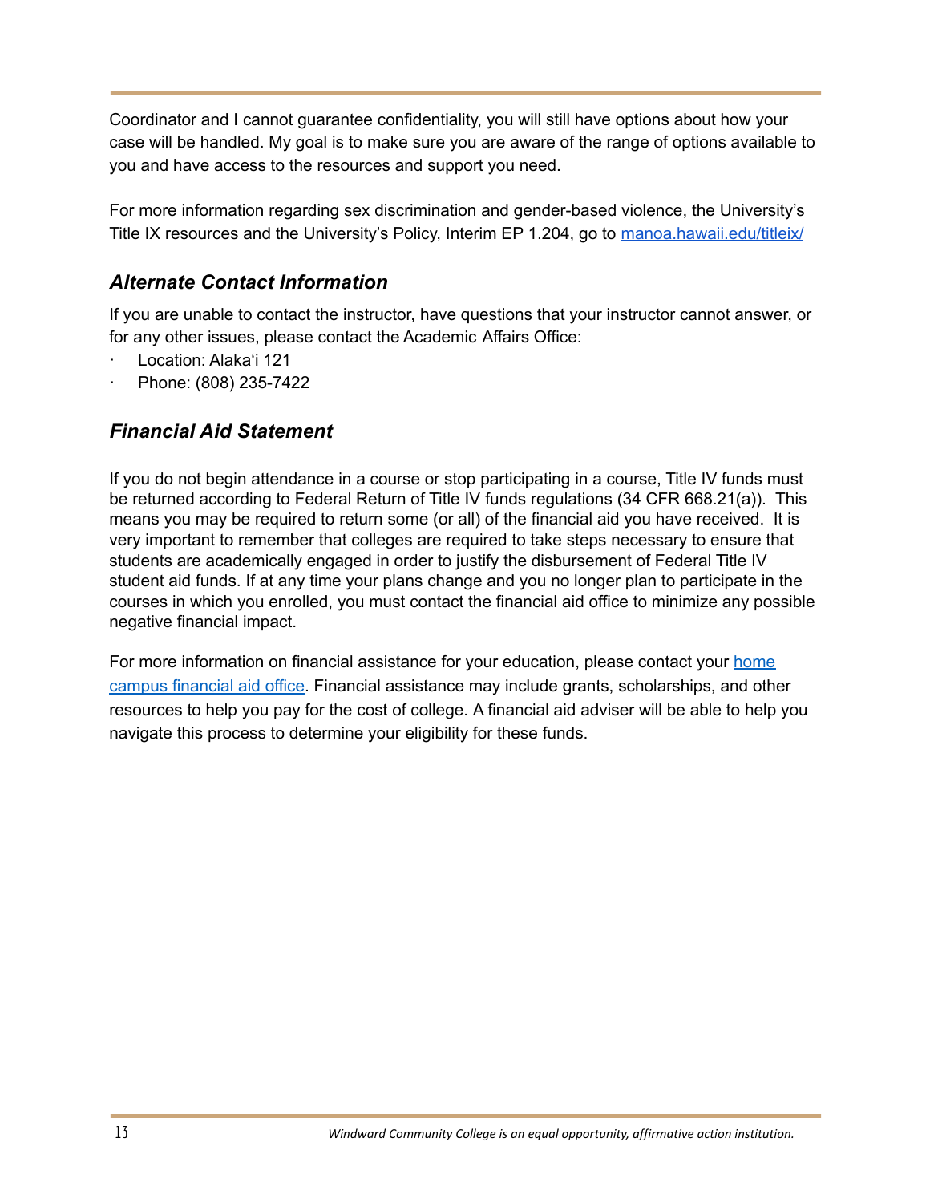Coordinator and I cannot guarantee confidentiality, you will still have options about how your case will be handled. My goal is to make sure you are aware of the range of options available to you and have access to the resources and support you need.

For more information regarding sex discrimination and gender-based violence, the University's Title IX resources and the University's Policy, Interim EP 1.204, go to [manoa.hawaii.edu/titleix/](manoa.hawaii.edu/titleix/)

### *Alternate Contact Information*

If you are unable to contact the instructor, have questions that your instructor cannot answer, or for any other issues, please contact the Academic Affairs Office:

- Location: Alakaʻi 121
- Phone: (808) 235-7422

### *Financial Aid Statement*

If you do not begin attendance in a course or stop participating in a course, Title IV funds must be returned according to Federal Return of Title IV funds regulations (34 CFR 668.21(a)). This means you may be required to return some (or all) of the financial aid you have received. It is very important to remember that colleges are required to take steps necessary to ensure that students are academically engaged in order to justify the disbursement of Federal Title IV student aid funds. If at any time your plans change and you no longer plan to participate in the courses in which you enrolled, you must contact the financial aid office to minimize any possible negative financial impact.

For more information on financial assistance for your education, please contact your home campus financial aid office. Financial assistance may include grants, scholarships, and other resources to help you pay for the cost of college. A financial aid adviser will be able to help you navigate this process to determine your eligibility for these funds.

*Windward Community College is an equal opportunity, affirmative action institution.*